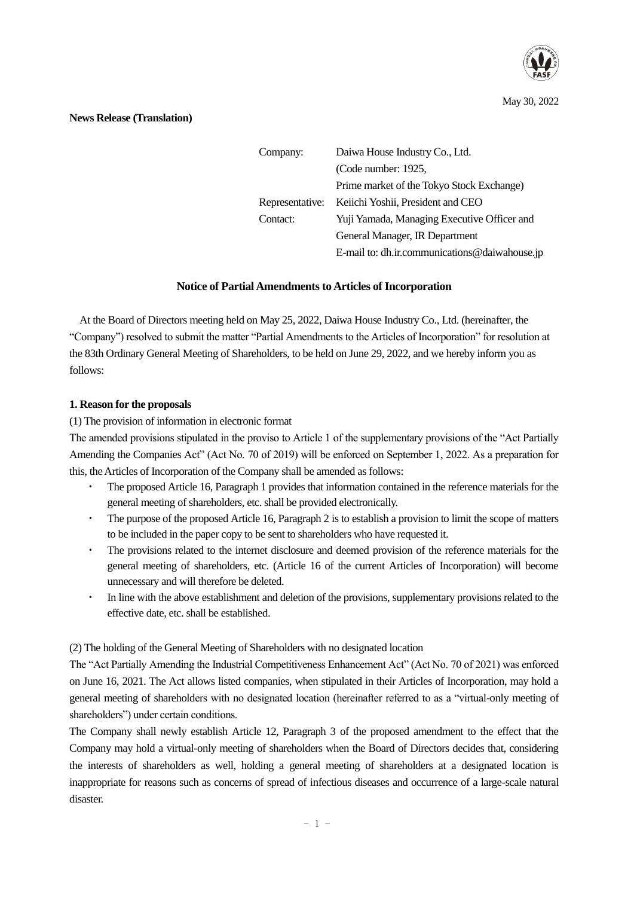May 30, 2022

**News Release (Translation)**

| | |
|---|---|
| Company: | Daiwa House Industry Co., Ltd. |
| | (Code number: 1925, |
| | Prime market of the Tokyo Stock Exchange) |
| Representative: | Keiichi Yoshii, President and CEO |
| Contact: | Yuji Yamada, Managing Executive Officer and |
| | General Manager, IR Department |
| | E-mail to: dh.ir.communications@daiwahouse.jp |

## Notice of Partial Amendments to Articles of Incorporation

At the Board of Directors meeting held on May 25, 2022, Daiwa House Industry Co., Ltd. (hereinafter, the "Company") resolved to submit the matter "Partial Amendments to the Articles of Incorporation" for resolution at the 83th Ordinary General Meeting of Shareholders, to be held on June 29, 2022, and we hereby inform you as follows:

### 1. Reason for the proposals

(1) The provision of information in electronic format

The amended provisions stipulated in the proviso to Article 1 of the supplementary provisions of the "Act Partially Amending the Companies Act" (Act No. 70 of 2019) will be enforced on September 1, 2022. As a preparation for this, the Articles of Incorporation of the Company shall be amended as follows:

- The proposed Article 16, Paragraph 1 provides that information contained in the reference materials for the general meeting of shareholders, etc. shall be provided electronically.
- The purpose of the proposed Article 16, Paragraph 2 is to establish a provision to limit the scope of matters to be included in the paper copy to be sent to shareholders who have requested it.
- The provisions related to the internet disclosure and deemed provision of the reference materials for the general meeting of shareholders, etc. (Article 16 of the current Articles of Incorporation) will become unnecessary and will therefore be deleted.
- In line with the above establishment and deletion of the provisions, supplementary provisions related to the effective date, etc. shall be established.

(2) The holding of the General Meeting of Shareholders with no designated location

The "Act Partially Amending the Industrial Competitiveness Enhancement Act" (Act No. 70 of 2021) was enforced on June 16, 2021. The Act allows listed companies, when stipulated in their Articles of Incorporation, may hold a general meeting of shareholders with no designated location (hereinafter referred to as a "virtual-only meeting of shareholders") under certain conditions.

The Company shall newly establish Article 12, Paragraph 3 of the proposed amendment to the effect that the Company may hold a virtual-only meeting of shareholders when the Board of Directors decides that, considering the interests of shareholders as well, holding a general meeting of shareholders at a designated location is inappropriate for reasons such as concerns of spread of infectious diseases and occurrence of a large-scale natural disaster.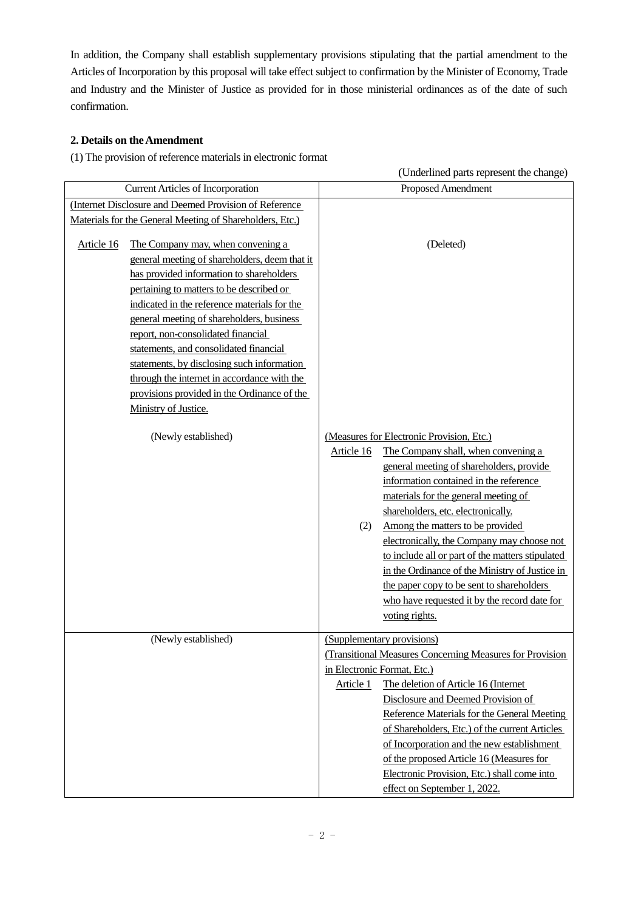In addition, the Company shall establish supplementary provisions stipulating that the partial amendment to the Articles of Incorporation by this proposal will take effect subject to confirmation by the Minister of Economy, Trade and Industry and the Minister of Justice as provided for in those ministerial ordinances as of the date of such confirmation.

**2. Details on the Amendment**

(1) The provision of reference materials in electronic format

(Underlined parts represent the change)

| Current Articles of Incorporation | Proposed Amendment |
|---|---|
| (Internet Disclosure and Deemed Provision of Reference Materials for the General Meeting of Shareholders, Etc.)<br><br>Article 16 The Company may, when convening a general meeting of shareholders, deem that it has provided information to shareholders pertaining to matters to be described or indicated in the reference materials for the general meeting of shareholders, business report, non-consolidated financial statements, and consolidated financial statements, by disclosing such information through the internet in accordance with the provisions provided in the Ordinance of the Ministry of Justice. | (Deleted) |
| (Newly established) | (Measures for Electronic Provision, Etc.)<br>Article 16 The Company shall, when convening a general meeting of shareholders, provide information contained in the reference materials for the general meeting of shareholders, etc. electronically.<br>(2) Among the matters to be provided electronically, the Company may choose not to include all or part of the matters stipulated in the Ordinance of the Ministry of Justice in the paper copy to be sent to shareholders who have requested it by the record date for voting rights. |
| (Newly established) | (Supplementary provisions)<br>(Transitional Measures Concerning Measures for Provision in Electronic Format, Etc.)<br>Article 1 The deletion of Article 16 (Internet Disclosure and Deemed Provision of Reference Materials for the General Meeting of Shareholders, Etc.) of the current Articles of Incorporation and the new establishment of the proposed Article 16 (Measures for Electronic Provision, Etc.) shall come into effect on September 1, 2022. |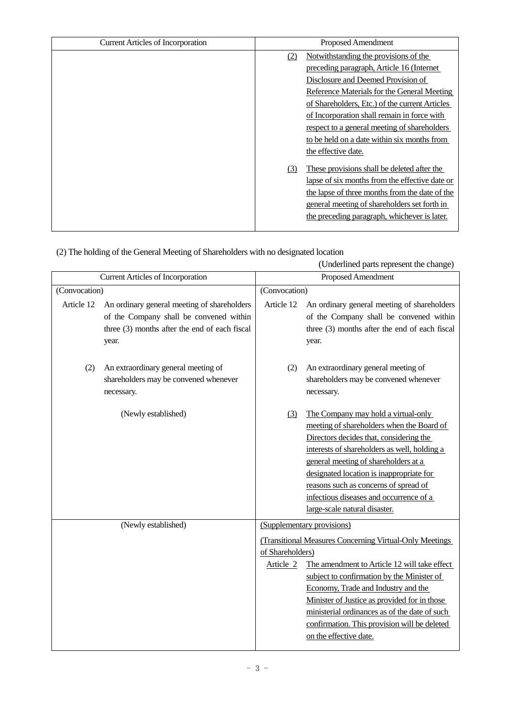| Current Articles of Incorporation | Proposed Amendment |
|---|---|
| | (2) Notwithstanding the provisions of the preceding paragraph, Article 16 (Internet Disclosure and Deemed Provision of Reference Materials for the General Meeting of Shareholders, Etc.) of the current Articles of Incorporation shall remain in force with respect to a general meeting of shareholders to be held on a date within six months from the effective date.<br><br>(3) These provisions shall be deleted after the lapse of six months from the effective date or the lapse of three months from the date of the general meeting of shareholders set forth in the preceding paragraph, whichever is later. |

(2) The holding of the General Meeting of Shareholders with no designated location

(Underlined parts represent the change)

| Current Articles of Incorporation | Proposed Amendment |
|---|---|
| (Convocation)<br><br>Article 12 An ordinary general meeting of shareholders of the Company shall be convened within three (3) months after the end of each fiscal year.<br><br>(2) An extraordinary general meeting of shareholders may be convened whenever necessary.<br><br>(Newly established) | (Convocation)<br><br>Article 12 An ordinary general meeting of shareholders of the Company shall be convened within three (3) months after the end of each fiscal year.<br><br>(2) An extraordinary general meeting of shareholders may be convened whenever necessary.<br><br>(3) The Company may hold a virtual-only meeting of shareholders when the Board of Directors decides that, considering the interests of shareholders as well, holding a general meeting of shareholders at a designated location is inappropriate for reasons such as concerns of spread of infectious diseases and occurrence of a large-scale natural disaster. |
| (Newly established) | (Supplementary provisions)<br><br>(Transitional Measures Concerning Virtual-Only Meetings of Shareholders)<br><br>Article 2 The amendment to Article 12 will take effect subject to confirmation by the Minister of Economy, Trade and Industry and the Minister of Justice as provided for in those ministerial ordinances as of the date of such confirmation. This provision will be deleted on the effective date. |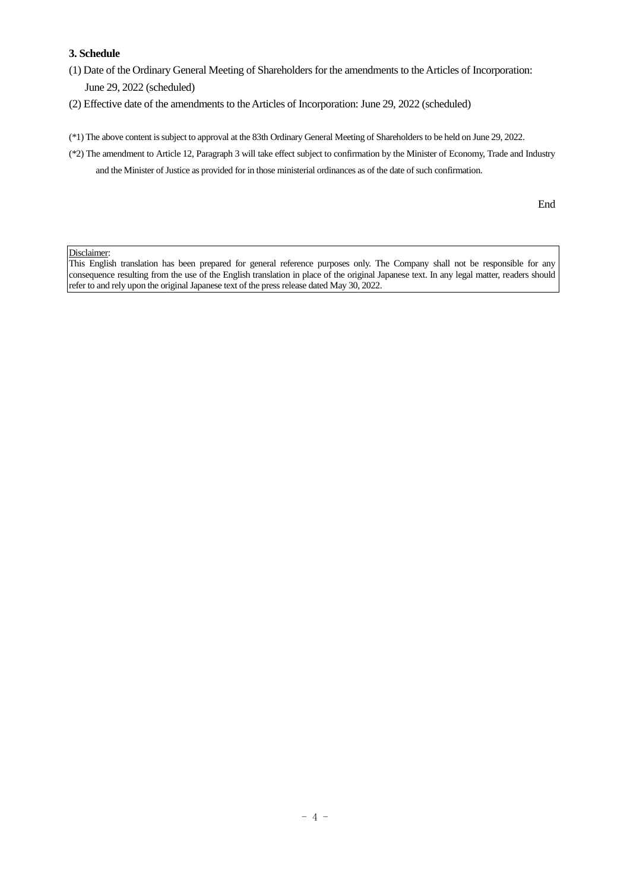### 3. Schedule

(1) Date of the Ordinary General Meeting of Shareholders for the amendments to the Articles of Incorporation: June 29, 2022 (scheduled)

(2) Effective date of the amendments to the Articles of Incorporation: June 29, 2022 (scheduled)

(*1) The above content is subject to approval at the 83th Ordinary General Meeting of Shareholders to be held on June 29, 2022.

(*2) The amendment to Article 12, Paragraph 3 will take effect subject to confirmation by the Minister of Economy, Trade and Industry and the Minister of Justice as provided for in those ministerial ordinances as of the date of such confirmation.

End

Disclaimer:
This English translation has been prepared for general reference purposes only. The Company shall not be responsible for any consequence resulting from the use of the English translation in place of the original Japanese text. In any legal matter, readers should refer to and rely upon the original Japanese text of the press release dated May 30, 2022.